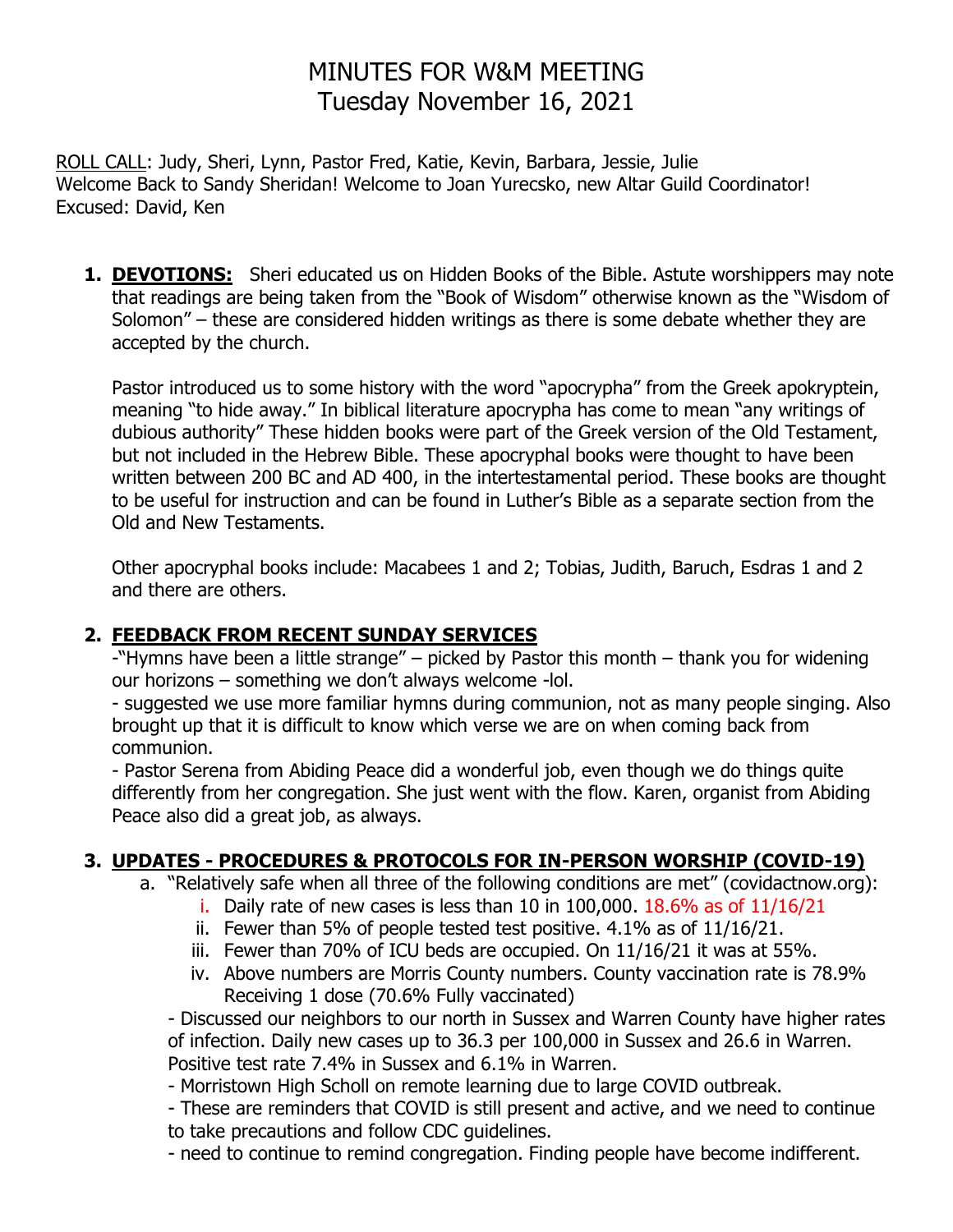# MINUTES FOR W&M MEETING
## Tuesday November 16, 2021

ROLL CALL: Judy, Sheri, Lynn, Pastor Fred, Katie, Kevin, Barbara, Jessie, Julie
Welcome Back to Sandy Sheridan! Welcome to Joan Yurecsko, new Altar Guild Coordinator!
Excused: David, Ken

1. **DEVOTIONS:** Sheri educated us on Hidden Books of the Bible. Astute worshippers may note that readings are being taken from the "Book of Wisdom" otherwise known as the "Wisdom of Solomon" – these are considered hidden writings as there is some debate whether they are accepted by the church.

   Pastor introduced us to some history with the word "apocrypha" from the Greek apokryptein, meaning "to hide away." In biblical literature apocrypha has come to mean "any writings of dubious authority" These hidden books were part of the Greek version of the Old Testament, but not included in the Hebrew Bible. These apocryphal books were thought to have been written between 200 BC and AD 400, in the intertestamental period. These books are thought to be useful for instruction and can be found in Luther's Bible as a separate section from the Old and New Testaments.

   Other apocryphal books include: Macabees 1 and 2; Tobias, Judith, Baruch, Esdras 1 and 2 and there are others.

2. **FEEDBACK FROM RECENT SUNDAY SERVICES**
   -"Hymns have been a little strange" – picked by Pastor this month – thank you for widening our horizons – something we don't always welcome -lol.
   - suggested we use more familiar hymns during communion, not as many people singing. Also brought up that it is difficult to know which verse we are on when coming back from communion.
   - Pastor Serena from Abiding Peace did a wonderful job, even though we do things quite differently from her congregation. She just went with the flow. Karen, organist from Abiding Peace also did a great job, as always.

3. **UPDATES - PROCEDURES & PROTOCOLS FOR IN-PERSON WORSHIP (COVID-19)**
   a. "Relatively safe when all three of the following conditions are met" (covidactnow.org):
      i. Daily rate of new cases is less than 10 in 100,000. 18.6% as of 11/16/21
      ii. Fewer than 5% of people tested test positive. 4.1% as of 11/16/21.
      iii. Fewer than 70% of ICU beds are occupied. On 11/16/21 it was at 55%.
      iv. Above numbers are Morris County numbers. County vaccination rate is 78.9% Receiving 1 dose (70.6% Fully vaccinated)

   - Discussed our neighbors to our north in Sussex and Warren County have higher rates of infection. Daily new cases up to 36.3 per 100,000 in Sussex and 26.6 in Warren. Positive test rate 7.4% in Sussex and 6.1% in Warren.
   - Morristown High Scholl on remote learning due to large COVID outbreak.
   - These are reminders that COVID is still present and active, and we need to continue to take precautions and follow CDC guidelines.
   - need to continue to remind congregation. Finding people have become indifferent.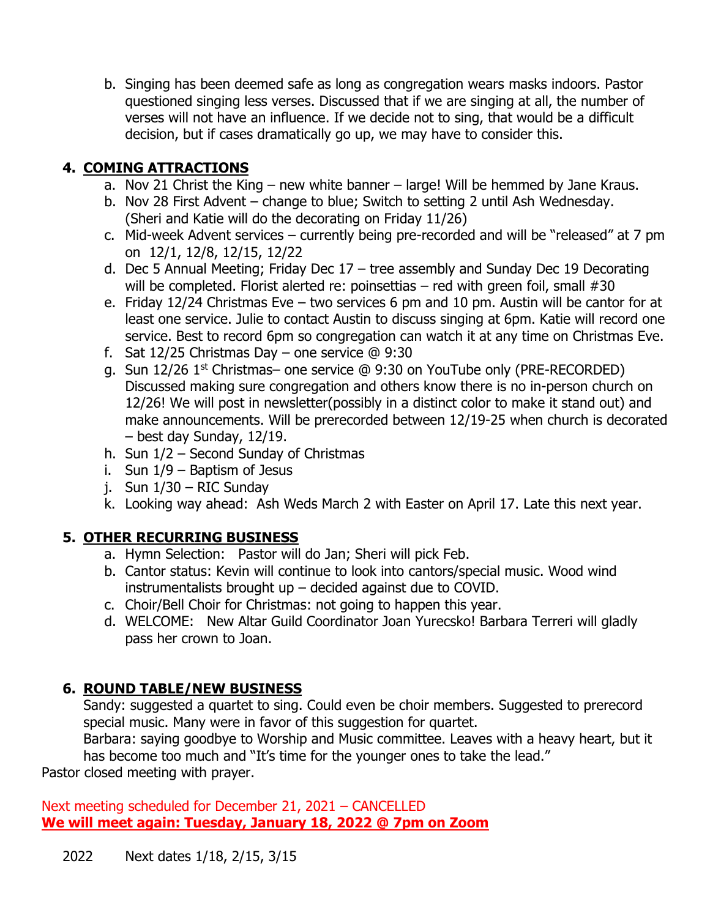b. Singing has been deemed safe as long as congregation wears masks indoors. Pastor questioned singing less verses. Discussed that if we are singing at all, the number of verses will not have an influence. If we decide not to sing, that would be a difficult decision, but if cases dramatically go up, we may have to consider this.

## 4. <u>**COMING ATTRACTIONS**</u>

a. Nov 21 Christ the King – new white banner – large! Will be hemmed by Jane Kraus.
b. Nov 28 First Advent – change to blue; Switch to setting 2 until Ash Wednesday. (Sheri and Katie will do the decorating on Friday 11/26)
c. Mid-week Advent services – currently being pre-recorded and will be "released" at 7 pm on 12/1, 12/8, 12/15, 12/22
d. Dec 5 Annual Meeting; Friday Dec 17 – tree assembly and Sunday Dec 19 Decorating will be completed. Florist alerted re: poinsettias – red with green foil, small #30
e. Friday 12/24 Christmas Eve – two services 6 pm and 10 pm. Austin will be cantor for at least one service. Julie to contact Austin to discuss singing at 6pm. Katie will record one service. Best to record 6pm so congregation can watch it at any time on Christmas Eve.
f. Sat 12/25 Christmas Day – one service @ 9:30
g. Sun 12/26 1st Christmas– one service @ 9:30 on YouTube only (PRE-RECORDED) Discussed making sure congregation and others know there is no in-person church on 12/26! We will post in newsletter(possibly in a distinct color to make it stand out) and make announcements. Will be prerecorded between 12/19-25 when church is decorated – best day Sunday, 12/19.
h. Sun 1/2 – Second Sunday of Christmas
i. Sun 1/9 – Baptism of Jesus
j. Sun 1/30 – RIC Sunday
k. Looking way ahead: Ash Weds March 2 with Easter on April 17. Late this next year.

## 5. <u>**OTHER RECURRING BUSINESS**</u>

a. Hymn Selection: Pastor will do Jan; Sheri will pick Feb.
b. Cantor status: Kevin will continue to look into cantors/special music. Wood wind instrumentalists brought up – decided against due to COVID.
c. Choir/Bell Choir for Christmas: not going to happen this year.
d. WELCOME: New Altar Guild Coordinator Joan Yurecsko! Barbara Terreri will gladly pass her crown to Joan.

## 6. <u>**ROUND TABLE/NEW BUSINESS**</u>

Sandy: suggested a quartet to sing. Could even be choir members. Suggested to prerecord special music. Many were in favor of this suggestion for quartet.
Barbara: saying goodbye to Worship and Music committee. Leaves with a heavy heart, but it has become too much and "It's time for the younger ones to take the lead."

Pastor closed meeting with prayer.

Next meeting scheduled for December 21, 2021 – CANCELLED
<u>**We will meet again: Tuesday, January 18, 2022 @ 7pm on Zoom**</u>

2022 Next dates 1/18, 2/15, 3/15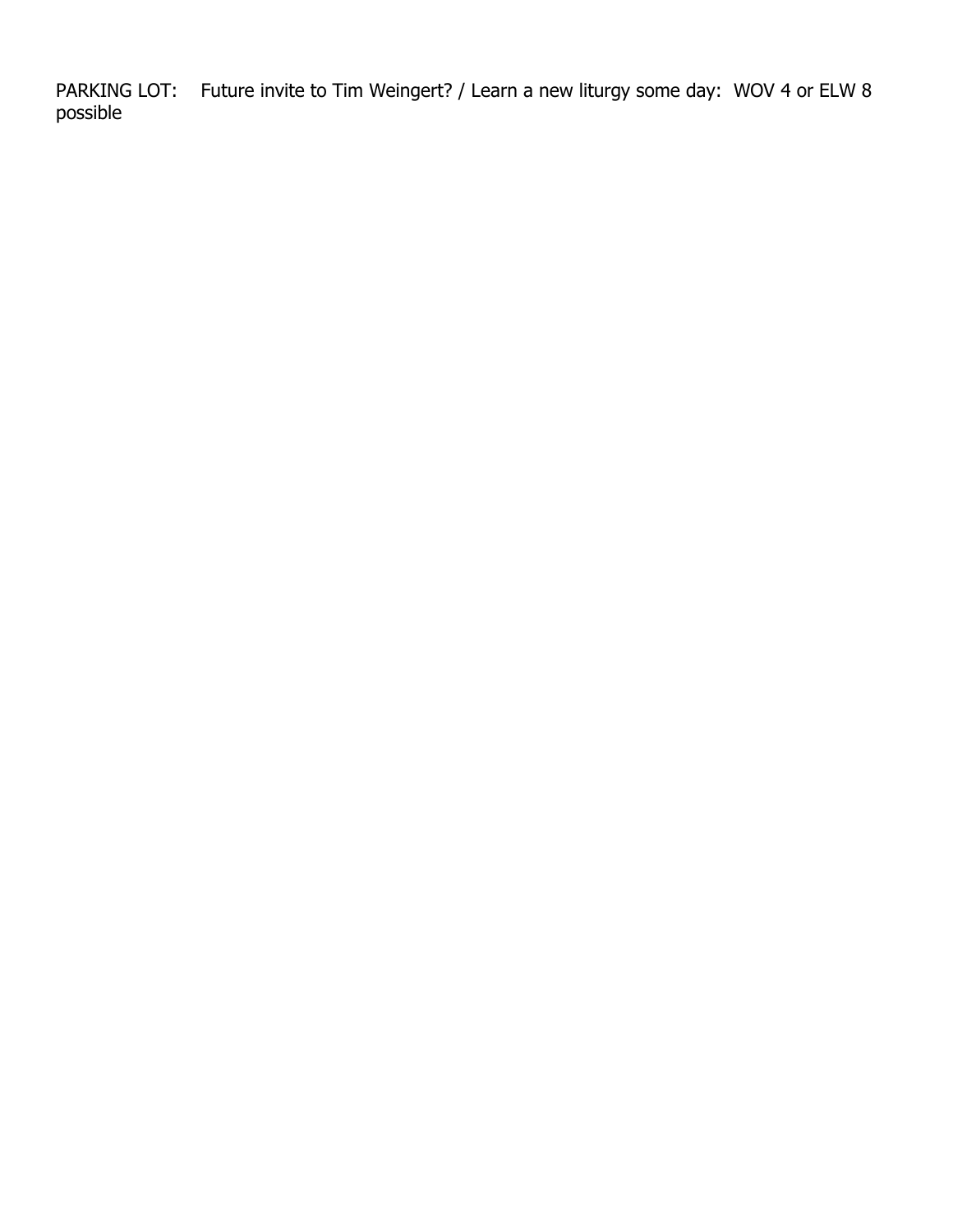PARKING LOT: Future invite to Tim Weingert? / Learn a new liturgy some day: WOV 4 or ELW 8 possible